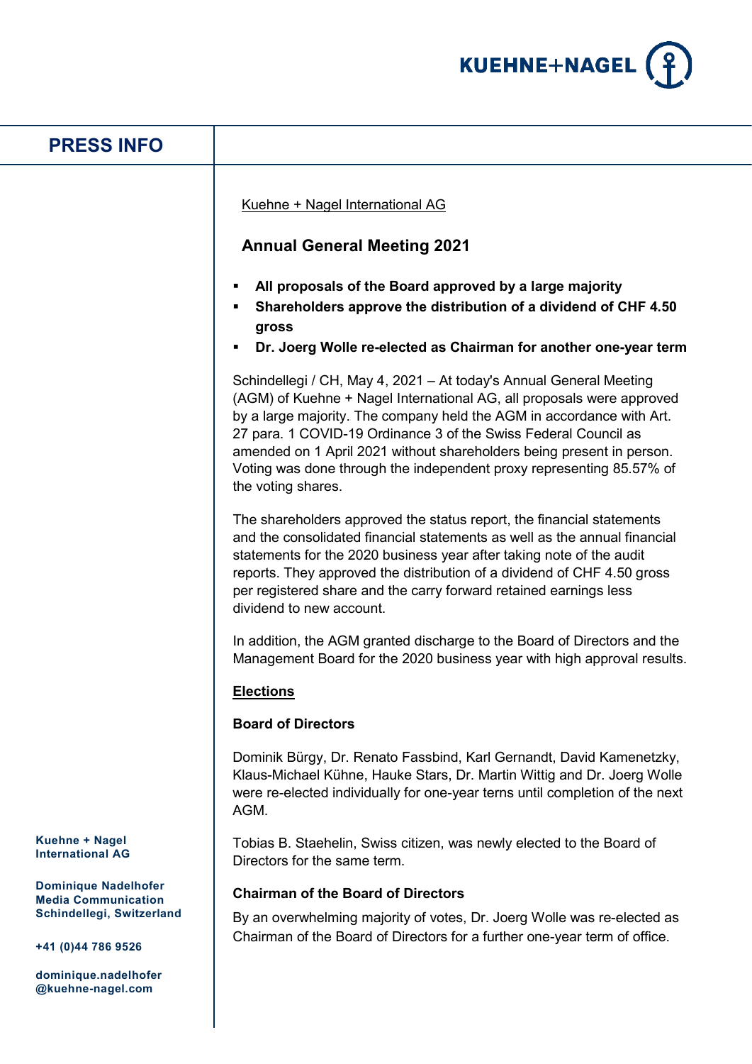PRESS INFO

Kuehne + Nagel International AG

## Annual General Meeting 2021

- **All proposals of the Board approved by a large majority**
- **Shareholders approve the distribution of a dividend of CHF 4.50 gross**
- **Dr. Joerg Wolle re-elected as Chairman for another one-year term**

Schindellegi / CH, May 4, 2021 – At today's Annual General Meeting (AGM) of Kuehne + Nagel International AG, all proposals were approved by a large majority. The company held the AGM in accordance with Art. 27 para. 1 COVID-19 Ordinance 3 of the Swiss Federal Council as amended on 1 April 2021 without shareholders being present in person. Voting was done through the independent proxy representing 85.57% of the voting shares.

The shareholders approved the status report, the financial statements and the consolidated financial statements as well as the annual financial statements for the 2020 business year after taking note of the audit reports. They approved the distribution of a dividend of CHF 4.50 gross per registered share and the carry forward retained earnings less dividend to new account.

In addition, the AGM granted discharge to the Board of Directors and the Management Board for the 2020 business year with high approval results.

### Elections

**Board of Directors**

Dominik Bürgy, Dr. Renato Fassbind, Karl Gernandt, David Kamenetzky, Klaus-Michael Kühne, Hauke Stars, Dr. Martin Wittig and Dr. Joerg Wolle were re-elected individually for one-year terns until completion of the next AGM.

Tobias B. Staehelin, Swiss citizen, was newly elected to the Board of Directors for the same term.

**Chairman of the Board of Directors**

By an overwhelming majority of votes, Dr. Joerg Wolle was re-elected as Chairman of the Board of Directors for a further one-year term of office.

**Kuehne + Nagel International AG**

**Dominique Nadelhofer**
**Media Communication**
**Schindellegi, Switzerland**

**+41 (0)44 786 9526**

**dominique.nadelhofer@kuehne-nagel.com**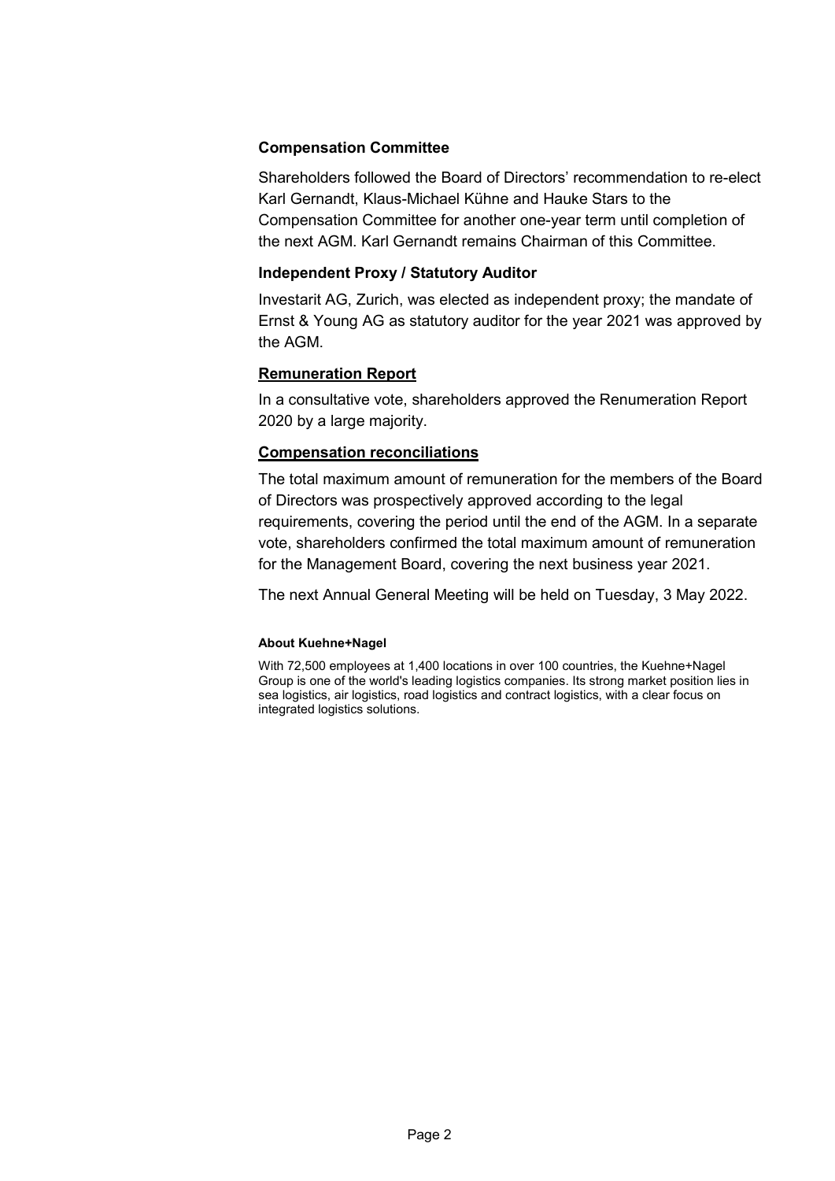**Compensation Committee**

Shareholders followed the Board of Directors' recommendation to re-elect Karl Gernandt, Klaus-Michael Kühne and Hauke Stars to the Compensation Committee for another one-year term until completion of the next AGM. Karl Gernandt remains Chairman of this Committee.

**Independent Proxy / Statutory Auditor**

Investarit AG, Zurich, was elected as independent proxy; the mandate of Ernst & Young AG as statutory auditor for the year 2021 was approved by the AGM.

**Remuneration Report**

In a consultative vote, shareholders approved the Renumeration Report 2020 by a large majority.

**Compensation reconciliations**

The total maximum amount of remuneration for the members of the Board of Directors was prospectively approved according to the legal requirements, covering the period until the end of the AGM. In a separate vote, shareholders confirmed the total maximum amount of remuneration for the Management Board, covering the next business year 2021.

The next Annual General Meeting will be held on Tuesday, 3 May 2022.

**About Kuehne+Nagel**

With 72,500 employees at 1,400 locations in over 100 countries, the Kuehne+Nagel Group is one of the world's leading logistics companies. Its strong market position lies in sea logistics, air logistics, road logistics and contract logistics, with a clear focus on integrated logistics solutions.